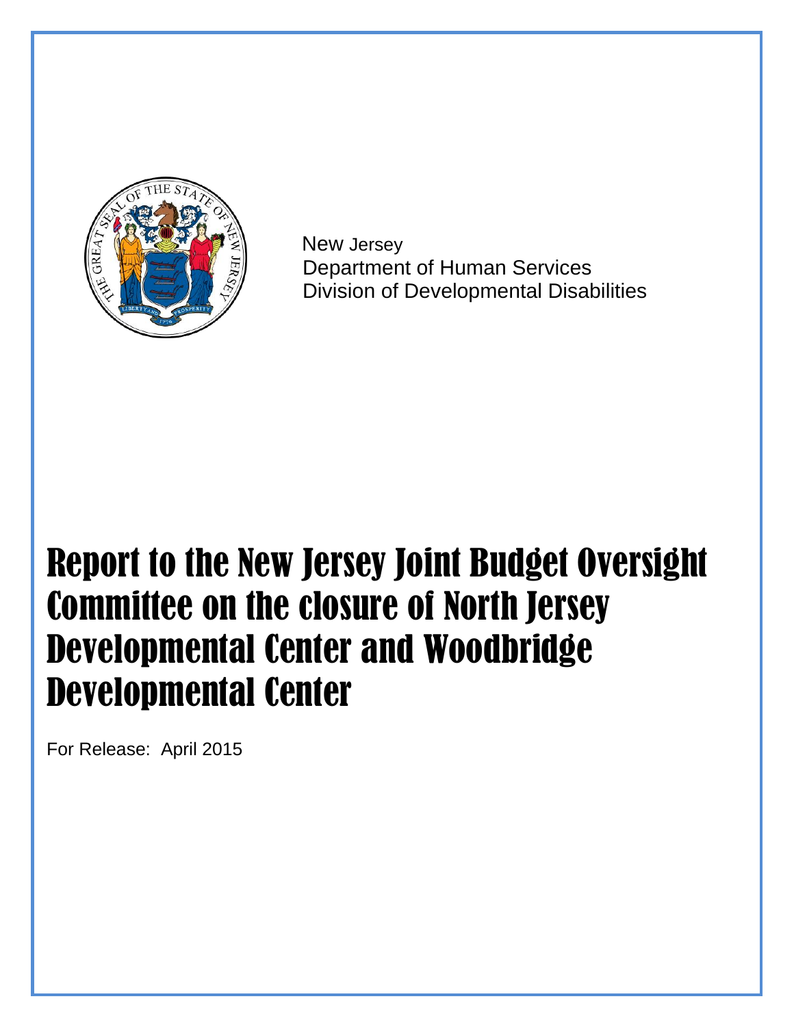New Jersey
Department of Human Services
Division of Developmental Disabilities

# Report to the New Jersey Joint Budget Oversight Committee on the closure of North Jersey Developmental Center and Woodbridge Developmental Center

For Release: April 2015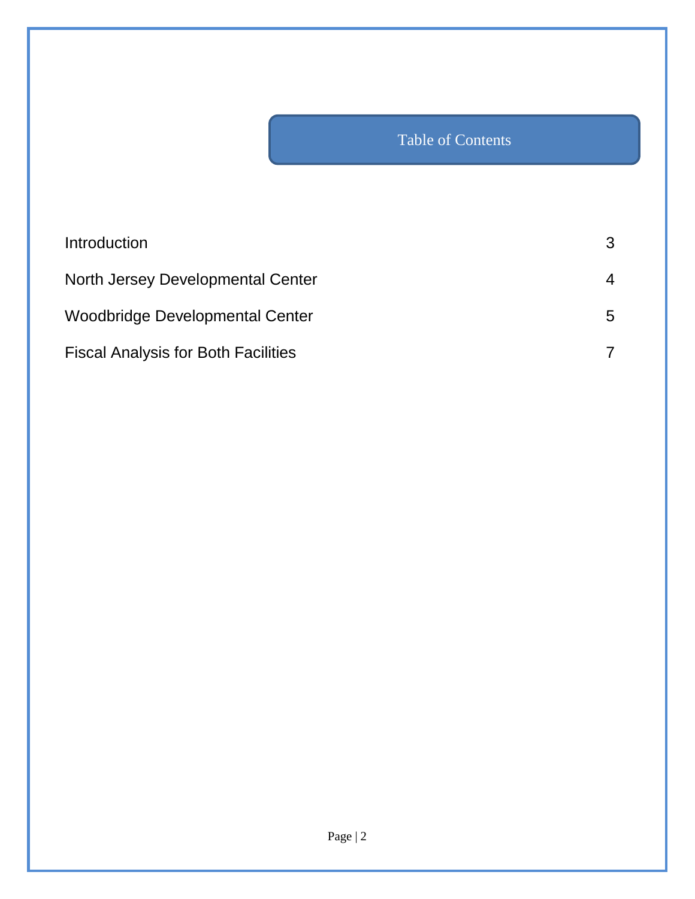# Table of Contents

| | |
|---|---|
| Introduction | 3 |
| North Jersey Developmental Center | 4 |
| Woodbridge Developmental Center | 5 |
| Fiscal Analysis for Both Facilities | 7 |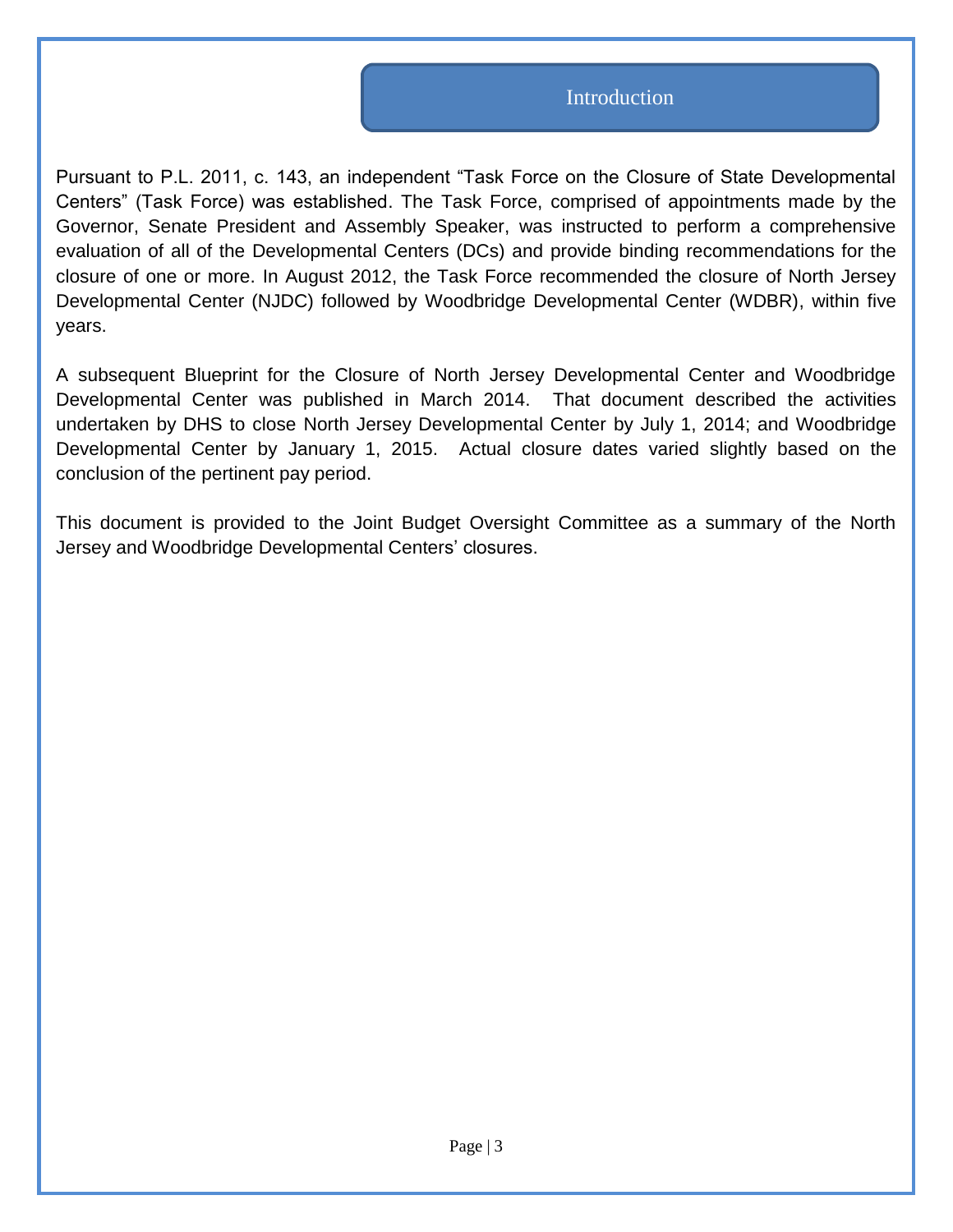## Introduction

Pursuant to P.L. 2011, c. 143, an independent “Task Force on the Closure of State Developmental Centers” (Task Force) was established. The Task Force, comprised of appointments made by the Governor, Senate President and Assembly Speaker, was instructed to perform a comprehensive evaluation of all of the Developmental Centers (DCs) and provide binding recommendations for the closure of one or more. In August 2012, the Task Force recommended the closure of North Jersey Developmental Center (NJDC) followed by Woodbridge Developmental Center (WDBR), within five years.

A subsequent Blueprint for the Closure of North Jersey Developmental Center and Woodbridge Developmental Center was published in March 2014. That document described the activities undertaken by DHS to close North Jersey Developmental Center by July 1, 2014; and Woodbridge Developmental Center by January 1, 2015. Actual closure dates varied slightly based on the conclusion of the pertinent pay period.

This document is provided to the Joint Budget Oversight Committee as a summary of the North Jersey and Woodbridge Developmental Centers’ closures.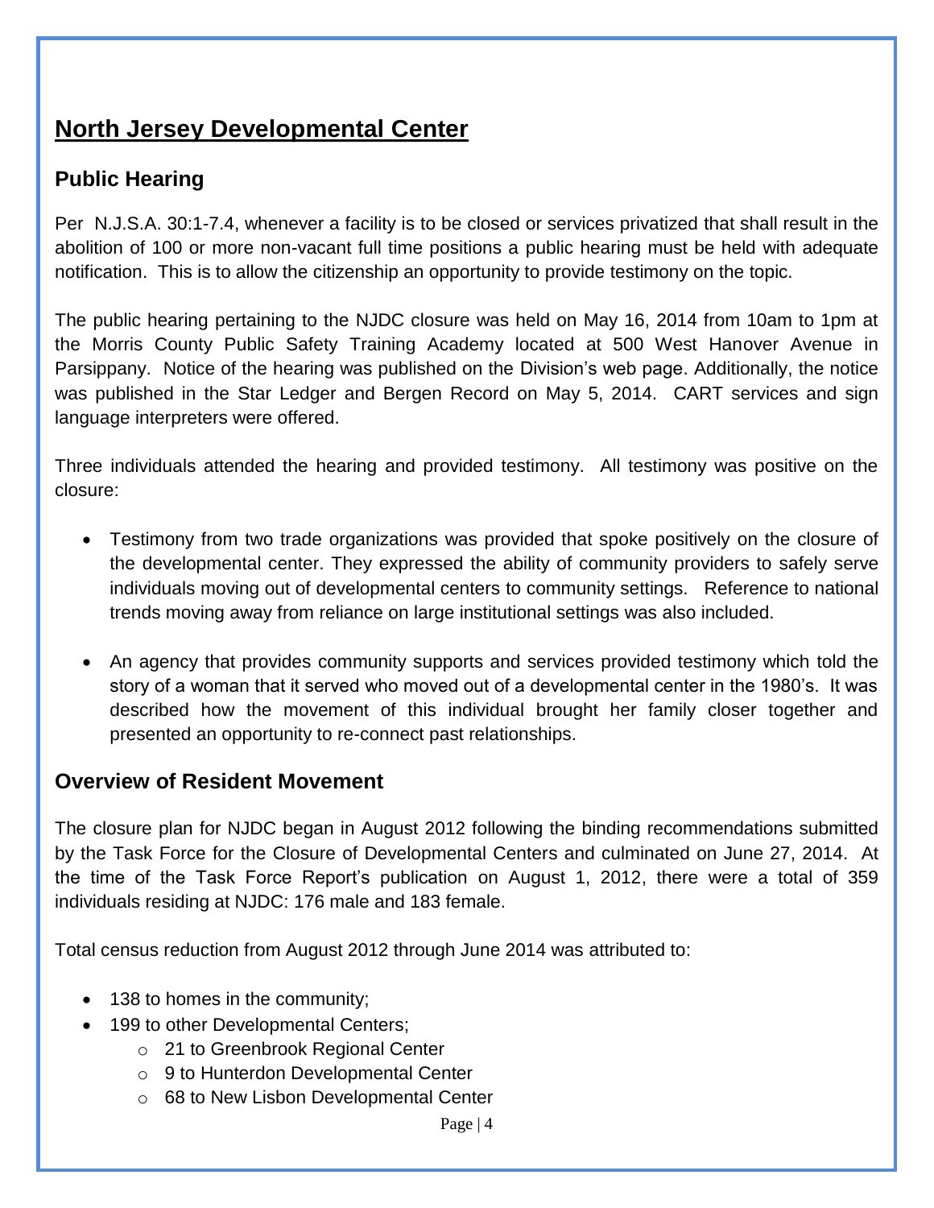# North Jersey Developmental Center

## Public Hearing

Per N.J.S.A. 30:1-7.4, whenever a facility is to be closed or services privatized that shall result in the abolition of 100 or more non-vacant full time positions a public hearing must be held with adequate notification. This is to allow the citizenship an opportunity to provide testimony on the topic.

The public hearing pertaining to the NJDC closure was held on May 16, 2014 from 10am to 1pm at the Morris County Public Safety Training Academy located at 500 West Hanover Avenue in Parsippany. Notice of the hearing was published on the Division's web page. Additionally, the notice was published in the Star Ledger and Bergen Record on May 5, 2014. CART services and sign language interpreters were offered.

Three individuals attended the hearing and provided testimony. All testimony was positive on the closure:

- Testimony from two trade organizations was provided that spoke positively on the closure of the developmental center. They expressed the ability of community providers to safely serve individuals moving out of developmental centers to community settings. Reference to national trends moving away from reliance on large institutional settings was also included.

- An agency that provides community supports and services provided testimony which told the story of a woman that it served who moved out of a developmental center in the 1980's. It was described how the movement of this individual brought her family closer together and presented an opportunity to re-connect past relationships.

## Overview of Resident Movement

The closure plan for NJDC began in August 2012 following the binding recommendations submitted by the Task Force for the Closure of Developmental Centers and culminated on June 27, 2014. At the time of the Task Force Report's publication on August 1, 2012, there were a total of 359 individuals residing at NJDC: 176 male and 183 female.

Total census reduction from August 2012 through June 2014 was attributed to:

- 138 to homes in the community;
- 199 to other Developmental Centers;
  - 21 to Greenbrook Regional Center
  - 9 to Hunterdon Developmental Center
  - 68 to New Lisbon Developmental Center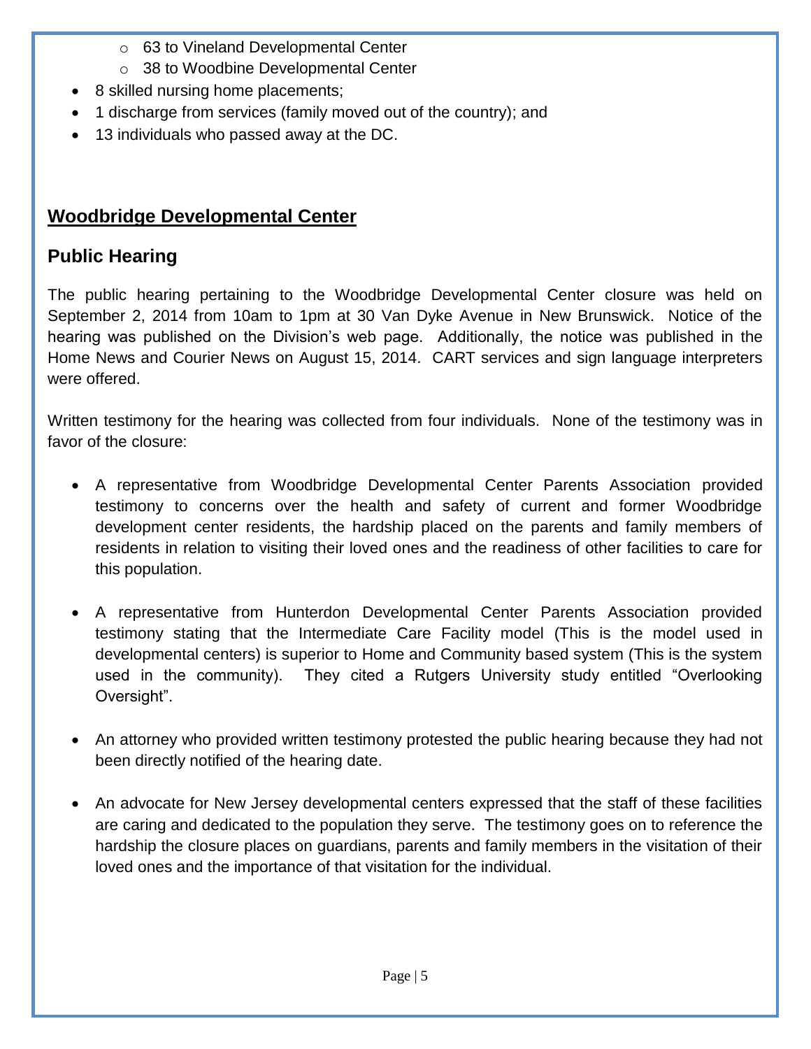- 63 to Vineland Developmental Center
    - 38 to Woodbine Developmental Center
- 8 skilled nursing home placements;
- 1 discharge from services (family moved out of the country); and
- 13 individuals who passed away at the DC.

## Woodbridge Developmental Center

### Public Hearing

The public hearing pertaining to the Woodbridge Developmental Center closure was held on September 2, 2014 from 10am to 1pm at 30 Van Dyke Avenue in New Brunswick. Notice of the hearing was published on the Division's web page. Additionally, the notice was published in the Home News and Courier News on August 15, 2014. CART services and sign language interpreters were offered.

Written testimony for the hearing was collected from four individuals. None of the testimony was in favor of the closure:

- A representative from Woodbridge Developmental Center Parents Association provided testimony to concerns over the health and safety of current and former Woodbridge development center residents, the hardship placed on the parents and family members of residents in relation to visiting their loved ones and the readiness of other facilities to care for this population.

- A representative from Hunterdon Developmental Center Parents Association provided testimony stating that the Intermediate Care Facility model (This is the model used in developmental centers) is superior to Home and Community based system (This is the system used in the community). They cited a Rutgers University study entitled "Overlooking Oversight".

- An attorney who provided written testimony protested the public hearing because they had not been directly notified of the hearing date.

- An advocate for New Jersey developmental centers expressed that the staff of these facilities are caring and dedicated to the population they serve. The testimony goes on to reference the hardship the closure places on guardians, parents and family members in the visitation of their loved ones and the importance of that visitation for the individual.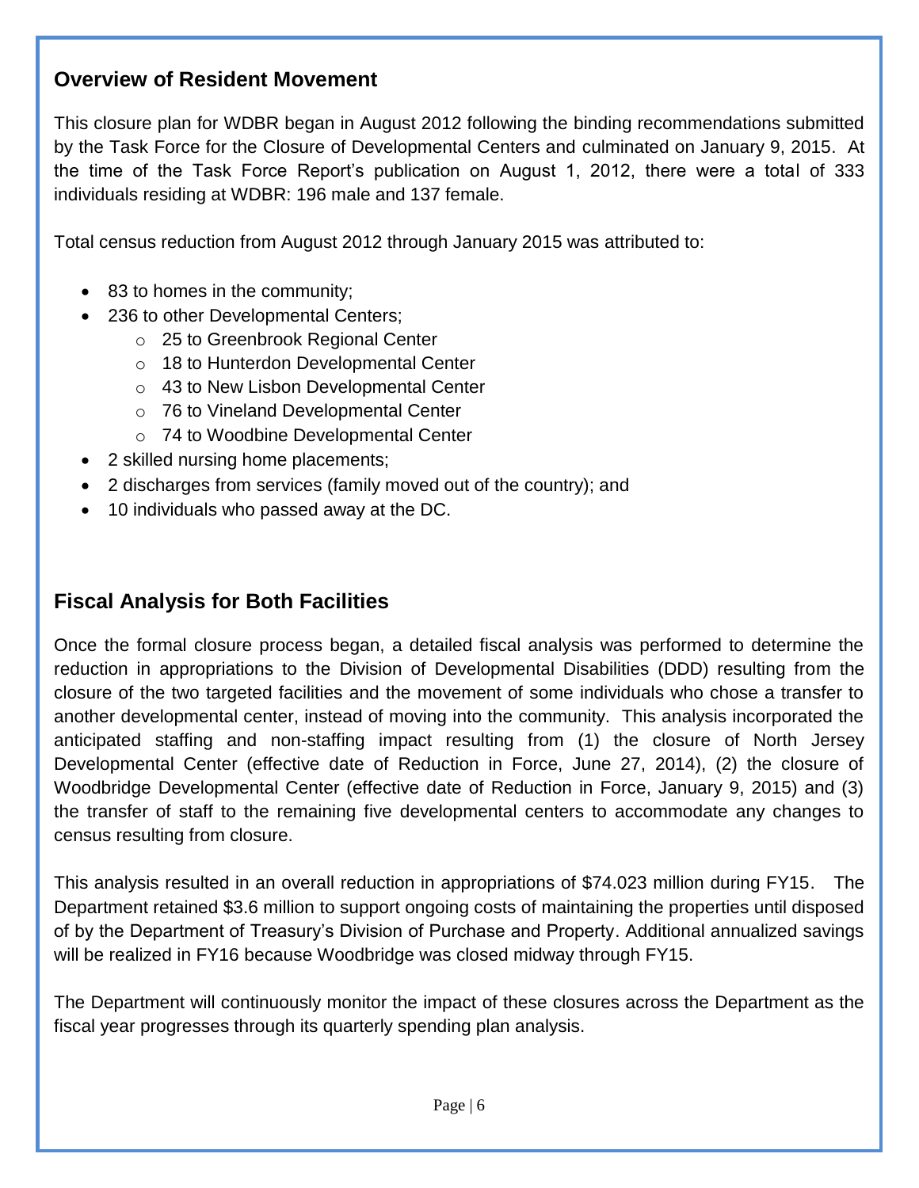## Overview of Resident Movement

This closure plan for WDBR began in August 2012 following the binding recommendations submitted by the Task Force for the Closure of Developmental Centers and culminated on January 9, 2015. At the time of the Task Force Report's publication on August 1, 2012, there were a total of 333 individuals residing at WDBR: 196 male and 137 female.

Total census reduction from August 2012 through January 2015 was attributed to:

- 83 to homes in the community;
- 236 to other Developmental Centers;
  - 25 to Greenbrook Regional Center
  - 18 to Hunterdon Developmental Center
  - 43 to New Lisbon Developmental Center
  - 76 to Vineland Developmental Center
  - 74 to Woodbine Developmental Center
- 2 skilled nursing home placements;
- 2 discharges from services (family moved out of the country); and
- 10 individuals who passed away at the DC.

## Fiscal Analysis for Both Facilities

Once the formal closure process began, a detailed fiscal analysis was performed to determine the reduction in appropriations to the Division of Developmental Disabilities (DDD) resulting from the closure of the two targeted facilities and the movement of some individuals who chose a transfer to another developmental center, instead of moving into the community. This analysis incorporated the anticipated staffing and non-staffing impact resulting from (1) the closure of North Jersey Developmental Center (effective date of Reduction in Force, June 27, 2014), (2) the closure of Woodbridge Developmental Center (effective date of Reduction in Force, January 9, 2015) and (3) the transfer of staff to the remaining five developmental centers to accommodate any changes to census resulting from closure.

This analysis resulted in an overall reduction in appropriations of $74.023 million during FY15. The Department retained $3.6 million to support ongoing costs of maintaining the properties until disposed of by the Department of Treasury's Division of Purchase and Property. Additional annualized savings will be realized in FY16 because Woodbridge was closed midway through FY15.

The Department will continuously monitor the impact of these closures across the Department as the fiscal year progresses through its quarterly spending plan analysis.